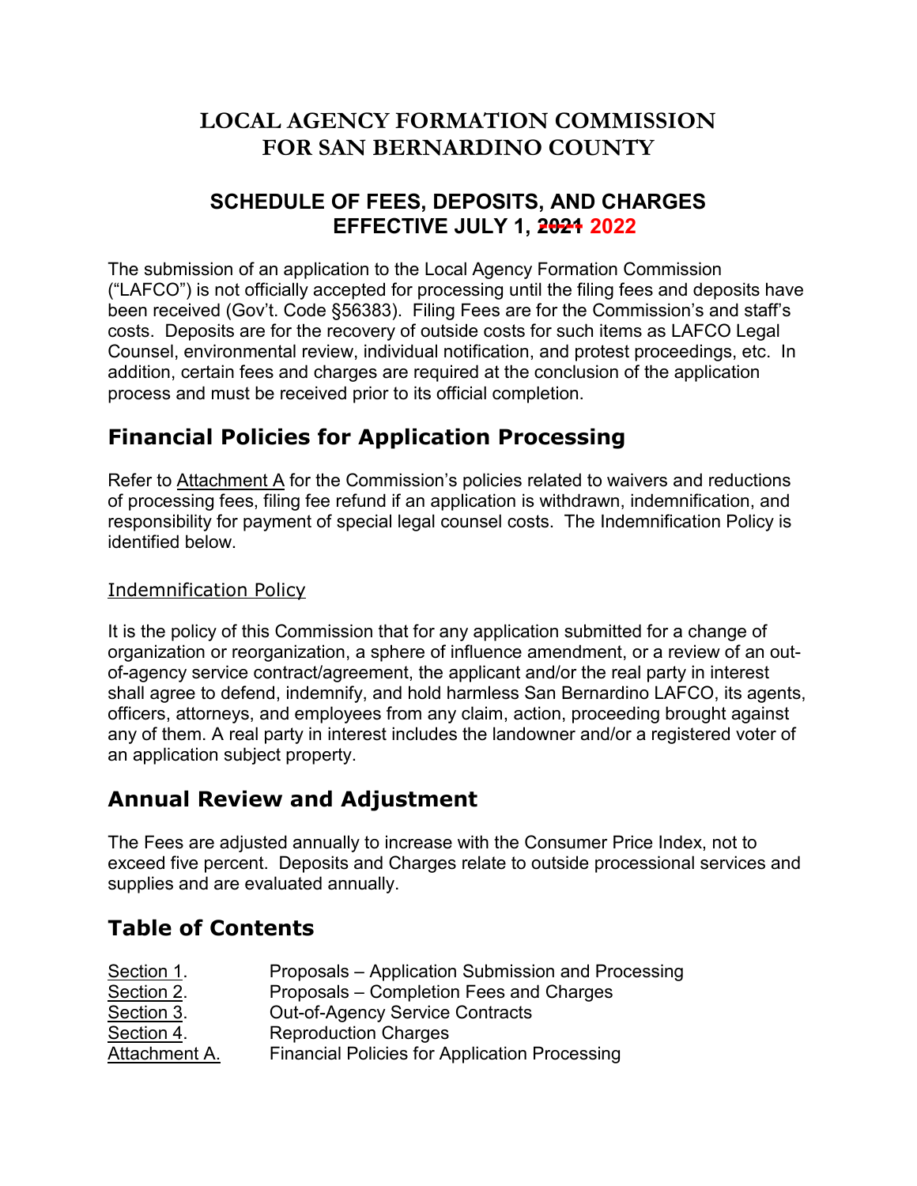# LOCAL AGENCY FORMATION COMMISSION
# FOR SAN BERNARDINO COUNTY

## SCHEDULE OF FEES, DEPOSITS, AND CHARGES
## EFFECTIVE JULY 1, ~~2021~~ 2022

The submission of an application to the Local Agency Formation Commission ("LAFCO") is not officially accepted for processing until the filing fees and deposits have been received (Gov't. Code §56383). Filing Fees are for the Commission's and staff's costs. Deposits are for the recovery of outside costs for such items as LAFCO Legal Counsel, environmental review, individual notification, and protest proceedings, etc. In addition, certain fees and charges are required at the conclusion of the application process and must be received prior to its official completion.

## Financial Policies for Application Processing

Refer to Attachment A for the Commission's policies related to waivers and reductions of processing fees, filing fee refund if an application is withdrawn, indemnification, and responsibility for payment of special legal counsel costs. The Indemnification Policy is identified below.

### Indemnification Policy

It is the policy of this Commission that for any application submitted for a change of organization or reorganization, a sphere of influence amendment, or a review of an out-of-agency service contract/agreement, the applicant and/or the real party in interest shall agree to defend, indemnify, and hold harmless San Bernardino LAFCO, its agents, officers, attorneys, and employees from any claim, action, proceeding brought against any of them. A real party in interest includes the landowner and/or a registered voter of an application subject property.

## Annual Review and Adjustment

The Fees are adjusted annually to increase with the Consumer Price Index, not to exceed five percent. Deposits and Charges relate to outside processional services and supplies and are evaluated annually.

## Table of Contents

| | |
|---|---|
| Section 1. | Proposals – Application Submission and Processing |
| Section 2. | Proposals – Completion Fees and Charges |
| Section 3. | Out-of-Agency Service Contracts |
| Section 4. | Reproduction Charges |
| Attachment A. | Financial Policies for Application Processing |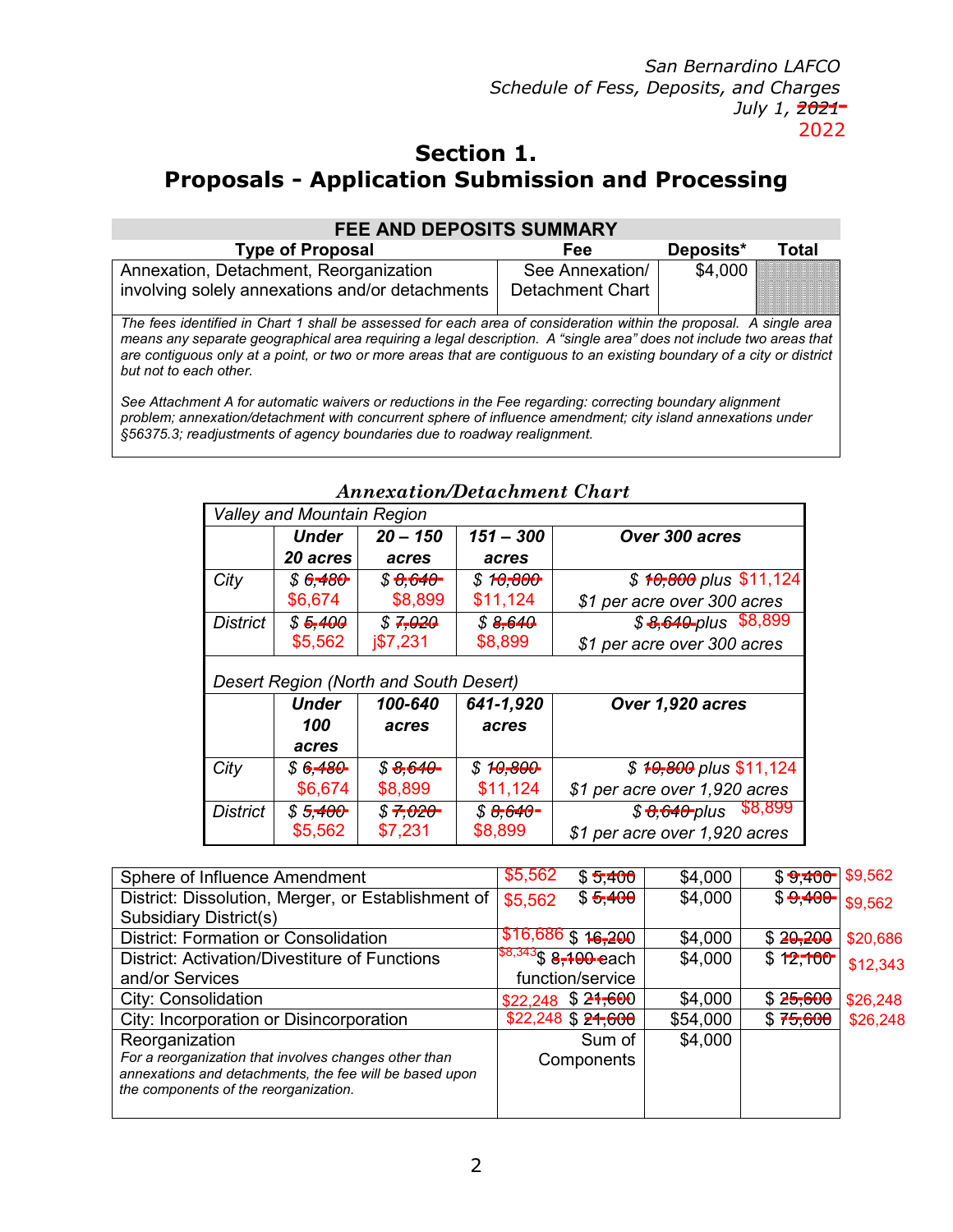San Bernardino LAFCO
Schedule of Fess, Deposits, and Charges
July 1, ~~2021~~ 2022

# Section 1.
# Proposals - Application Submission and Processing

| FEE AND DEPOSITS SUMMARY | | | |
|---|---|---|---|
| **Type of Proposal** | **Fee** | **Deposits*** | **Total** |
| Annexation, Detachment, Reorganization involving solely annexations and/or detachments | See Annexation/ Detachment Chart | $4,000 | |

*The fees identified in Chart 1 shall be assessed for each area of consideration within the proposal. A single area means any separate geographical area requiring a legal description. A "single area" does not include two areas that are contiguous only at a point, or two or more areas that are contiguous to an existing boundary of a city or district but not to each other.*

*See Attachment A for automatic waivers or reductions in the Fee regarding: correcting boundary alignment problem; annexation/detachment with concurrent sphere of influence amendment; city island annexations under §56375.3; readjustments of agency boundaries due to roadway realignment.*

***Annexation/Detachment Chart***

| *Valley and Mountain Region* | | | | |
|---|---|---|---|---|
| | ***Under 20 acres*** | ***20 – 150 acres*** | ***151 – 300 acres*** | ***Over 300 acres*** |
| *City* | *$ ~~6,480~~* $6,674 | *$ ~~8,640~~* $8,899 | *$ ~~10,800~~* $11,124 | *$ ~~10,800~~ plus* $11,124 *$1 per acre over 300 acres* |
| *District* | *$ ~~5,400~~* $5,562 | *$ ~~7,020~~* j$7,231 | *$ ~~8,640~~* $8,899 | *$ ~~8,640~~ plus* $8,899 *$1 per acre over 300 acres* |
| *Desert Region (North and South Desert)* | | | | |
| | ***Under 100 acres*** | ***100-640 acres*** | ***641-1,920 acres*** | ***Over 1,920 acres*** |
| *City* | *$ ~~6,480~~* $6,674 | *$ ~~8,640~~* $8,899 | *$ ~~10,800~~* $11,124 | *$ ~~10,800~~ plus* $11,124 *$1 per acre over 1,920 acres* |
| *District* | *$ ~~5,400~~* $5,562 | *$ ~~7,020~~* $7,231 | *$ ~~8,640~~* $8,899 | *$ ~~8,640~~ plus* $8,899 *$1 per acre over 1,920 acres* |

| | | | |
|---|---|---|---|
| Sphere of Influence Amendment | $5,562 $ ~~5,400~~ | $4,000 | $ ~~9,400~~ $9,562 |
| District: Dissolution, Merger, or Establishment of Subsidiary District(s) | $5,562 $ ~~5,400~~ | $4,000 | $ ~~9,400~~ $9,562 |
| District: Formation or Consolidation | $16,686 $ ~~16,200~~ | $4,000 | $ ~~20,200~~ $20,686 |
| District: Activation/Divestiture of Functions and/or Services | $8,343 $ ~~8,100~~ each function/service | $4,000 | $ ~~12,100~~ $12,343 |
| City: Consolidation | $22,248 $ ~~21,600~~ | $4,000 | $ ~~25,600~~ $26,248 |
| City: Incorporation or Disincorporation | $22,248 $ ~~21,600~~ | $54,000 | $ ~~75,600~~ $26,248 |
| Reorganization *For a reorganization that involves changes other than annexations and detachments, the fee will be based upon the components of the reorganization.* | Sum of Components | $4,000 | |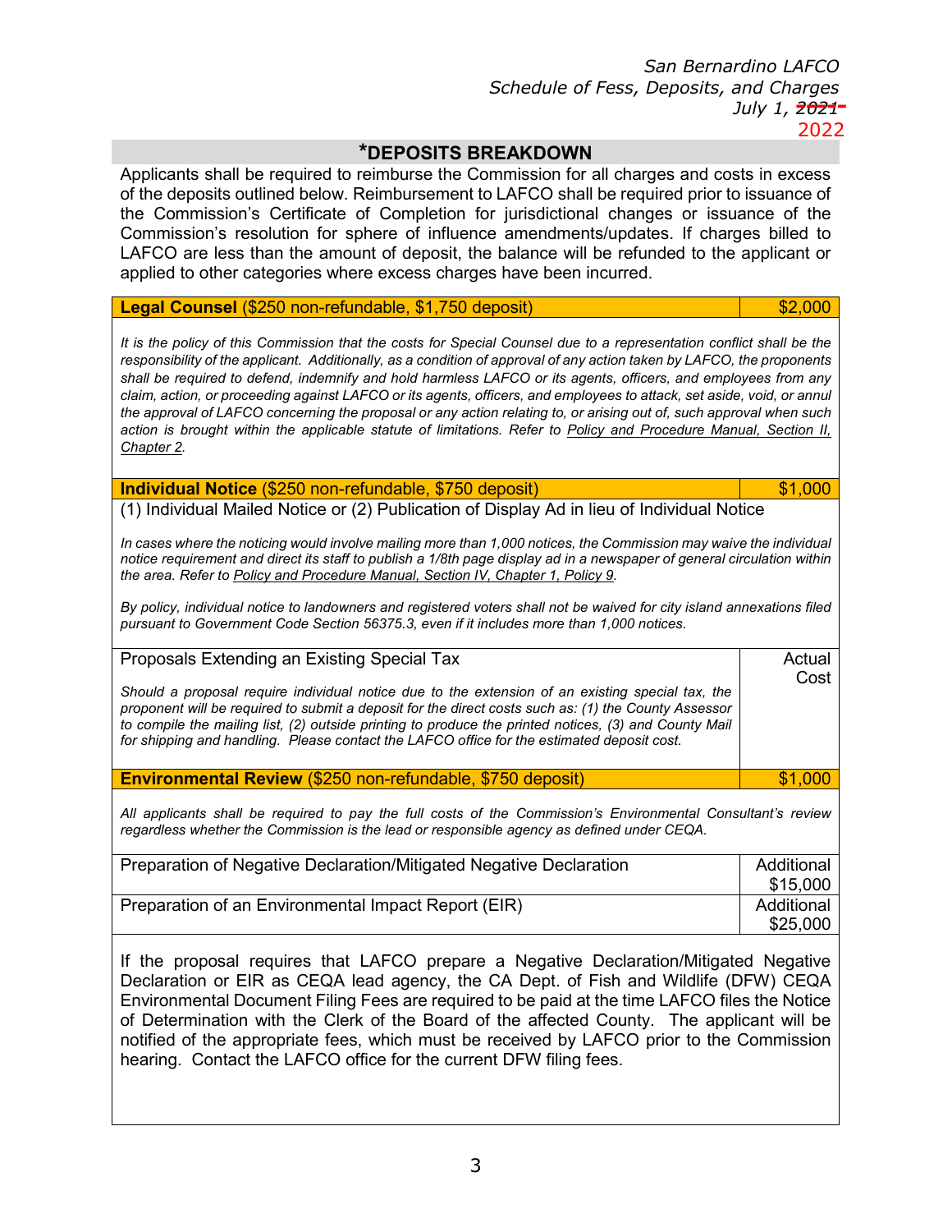## *DEPOSITS BREAKDOWN

Applicants shall be required to reimburse the Commission for all charges and costs in excess of the deposits outlined below. Reimbursement to LAFCO shall be required prior to issuance of the Commission's Certificate of Completion for jurisdictional changes or issuance of the Commission's resolution for sphere of influence amendments/updates. If charges billed to LAFCO are less than the amount of deposit, the balance will be refunded to the applicant or applied to other categories where excess charges have been incurred.

| **Legal Counsel** ($250 non-refundable, $1,750 deposit) | $2,000 |
|---|---|

*It is the policy of this Commission that the costs for Special Counsel due to a representation conflict shall be the responsibility of the applicant. Additionally, as a condition of approval of any action taken by LAFCO, the proponents shall be required to defend, indemnify and hold harmless LAFCO or its agents, officers, and employees from any claim, action, or proceeding against LAFCO or its agents, officers, and employees to attack, set aside, void, or annul the approval of LAFCO concerning the proposal or any action relating to, or arising out of, such approval when such action is brought within the applicable statute of limitations. Refer to Policy and Procedure Manual, Section II, Chapter 2.*

| **Individual Notice** ($250 non-refundable, $750 deposit) | $1,000 |
|---|---|

(1) Individual Mailed Notice or (2) Publication of Display Ad in lieu of Individual Notice

*In cases where the noticing would involve mailing more than 1,000 notices, the Commission may waive the individual notice requirement and direct its staff to publish a 1/8th page display ad in a newspaper of general circulation within the area. Refer to Policy and Procedure Manual, Section IV, Chapter 1, Policy 9.*

*By policy, individual notice to landowners and registered voters shall not be waived for city island annexations filed pursuant to Government Code Section 56375.3, even if it includes more than 1,000 notices.*

| Proposals Extending an Existing Special Tax | Actual Cost |
|---|---|
| *Should a proposal require individual notice due to the extension of an existing special tax, the proponent will be required to submit a deposit for the direct costs such as: (1) the County Assessor to compile the mailing list, (2) outside printing to produce the printed notices, (3) and County Mail for shipping and handling. Please contact the LAFCO office for the estimated deposit cost.* | |

| **Environmental Review** ($250 non-refundable, $750 deposit) | $1,000 |
|---|---|

*All applicants shall be required to pay the full costs of the Commission's Environmental Consultant's review regardless whether the Commission is the lead or responsible agency as defined under CEQA.*

| Preparation of Negative Declaration/Mitigated Negative Declaration | Additional $15,000 |
|---|---|
| Preparation of an Environmental Impact Report (EIR) | Additional $25,000 |

If the proposal requires that LAFCO prepare a Negative Declaration/Mitigated Negative Declaration or EIR as CEQA lead agency, the CA Dept. of Fish and Wildlife (DFW) CEQA Environmental Document Filing Fees are required to be paid at the time LAFCO files the Notice of Determination with the Clerk of the Board of the affected County. The applicant will be notified of the appropriate fees, which must be received by LAFCO prior to the Commission hearing. Contact the LAFCO office for the current DFW filing fees.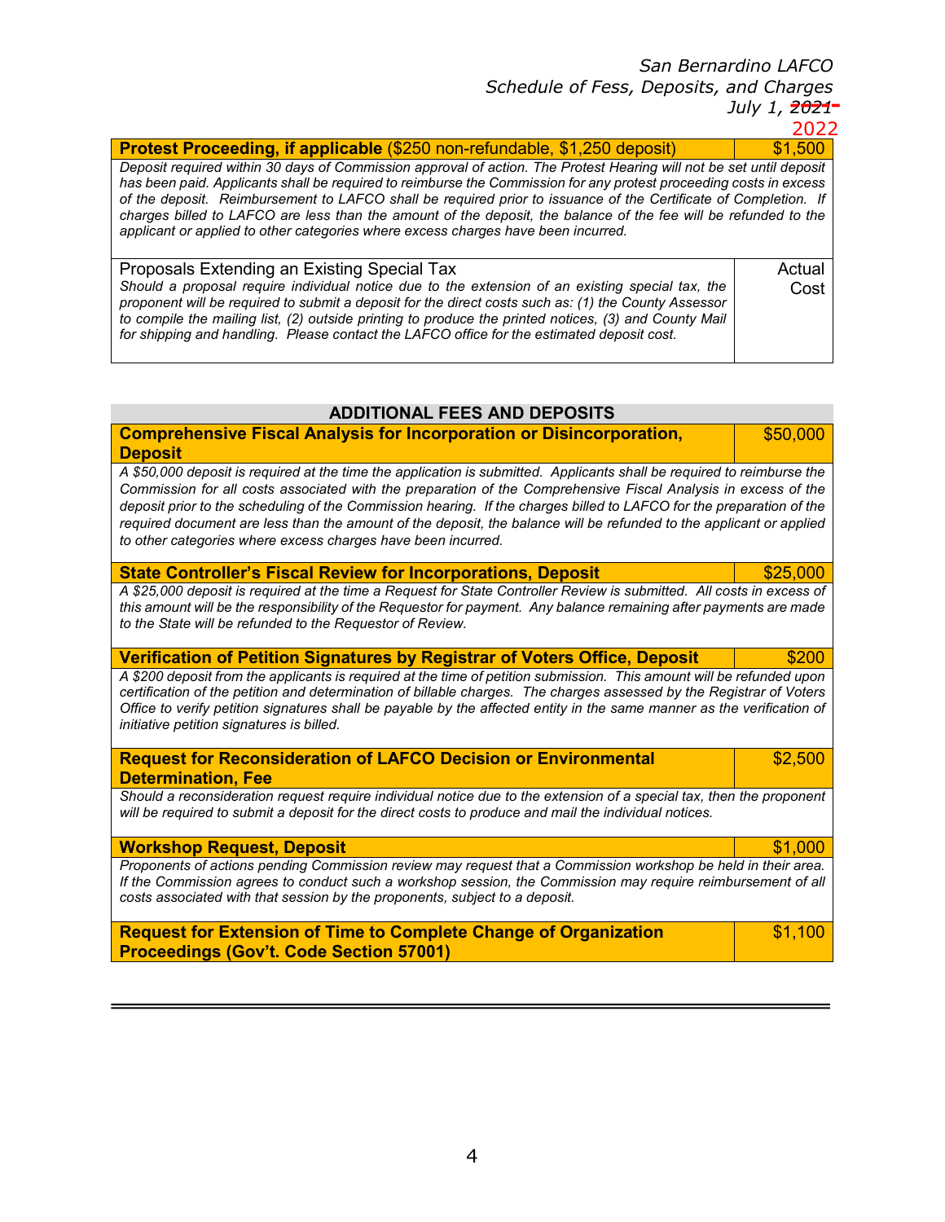| **Protest Proceeding, if applicable** ($250 non-refundable, $1,250 deposit) | $1,500 |
|---|---|
| *Deposit required within 30 days of Commission approval of action. The Protest Hearing will not be set until deposit has been paid. Applicants shall be required to reimburse the Commission for any protest proceeding costs in excess of the deposit. Reimbursement to LAFCO shall be required prior to issuance of the Certificate of Completion. If charges billed to LAFCO are less than the amount of the deposit, the balance of the fee will be refunded to the applicant or applied to other categories where excess charges have been incurred.* | |
| Proposals Extending an Existing Special Tax<br>*Should a proposal require individual notice due to the extension of an existing special tax, the proponent will be required to submit a deposit for the direct costs such as: (1) the County Assessor to compile the mailing list, (2) outside printing to produce the printed notices, (3) and County Mail for shipping and handling. Please contact the LAFCO office for the estimated deposit cost.* | Actual Cost |

## ADDITIONAL FEES AND DEPOSITS

| **Comprehensive Fiscal Analysis for Incorporation or Disincorporation, Deposit** | $50,000 |
|---|---|
| *A $50,000 deposit is required at the time the application is submitted. Applicants shall be required to reimburse the Commission for all costs associated with the preparation of the Comprehensive Fiscal Analysis in excess of the deposit prior to the scheduling of the Commission hearing. If the charges billed to LAFCO for the preparation of the required document are less than the amount of the deposit, the balance will be refunded to the applicant or applied to other categories where excess charges have been incurred.* | |
| **State Controller's Fiscal Review for Incorporations, Deposit** | $25,000 |
| *A $25,000 deposit is required at the time a Request for State Controller Review is submitted. All costs in excess of this amount will be the responsibility of the Requestor for payment. Any balance remaining after payments are made to the State will be refunded to the Requestor of Review.* | |
| **Verification of Petition Signatures by Registrar of Voters Office, Deposit** | $200 |
| *A $200 deposit from the applicants is required at the time of petition submission. This amount will be refunded upon certification of the petition and determination of billable charges. The charges assessed by the Registrar of Voters Office to verify petition signatures shall be payable by the affected entity in the same manner as the verification of initiative petition signatures is billed.* | |
| **Request for Reconsideration of LAFCO Decision or Environmental Determination, Fee** | $2,500 |
| *Should a reconsideration request require individual notice due to the extension of a special tax, then the proponent will be required to submit a deposit for the direct costs to produce and mail the individual notices.* | |
| **Workshop Request, Deposit** | $1,000 |
| *Proponents of actions pending Commission review may request that a Commission workshop be held in their area. If the Commission agrees to conduct such a workshop session, the Commission may require reimbursement of all costs associated with that session by the proponents, subject to a deposit.* | |
| **Request for Extension of Time to Complete Change of Organization Proceedings (Gov't. Code Section 57001)** | $1,100 |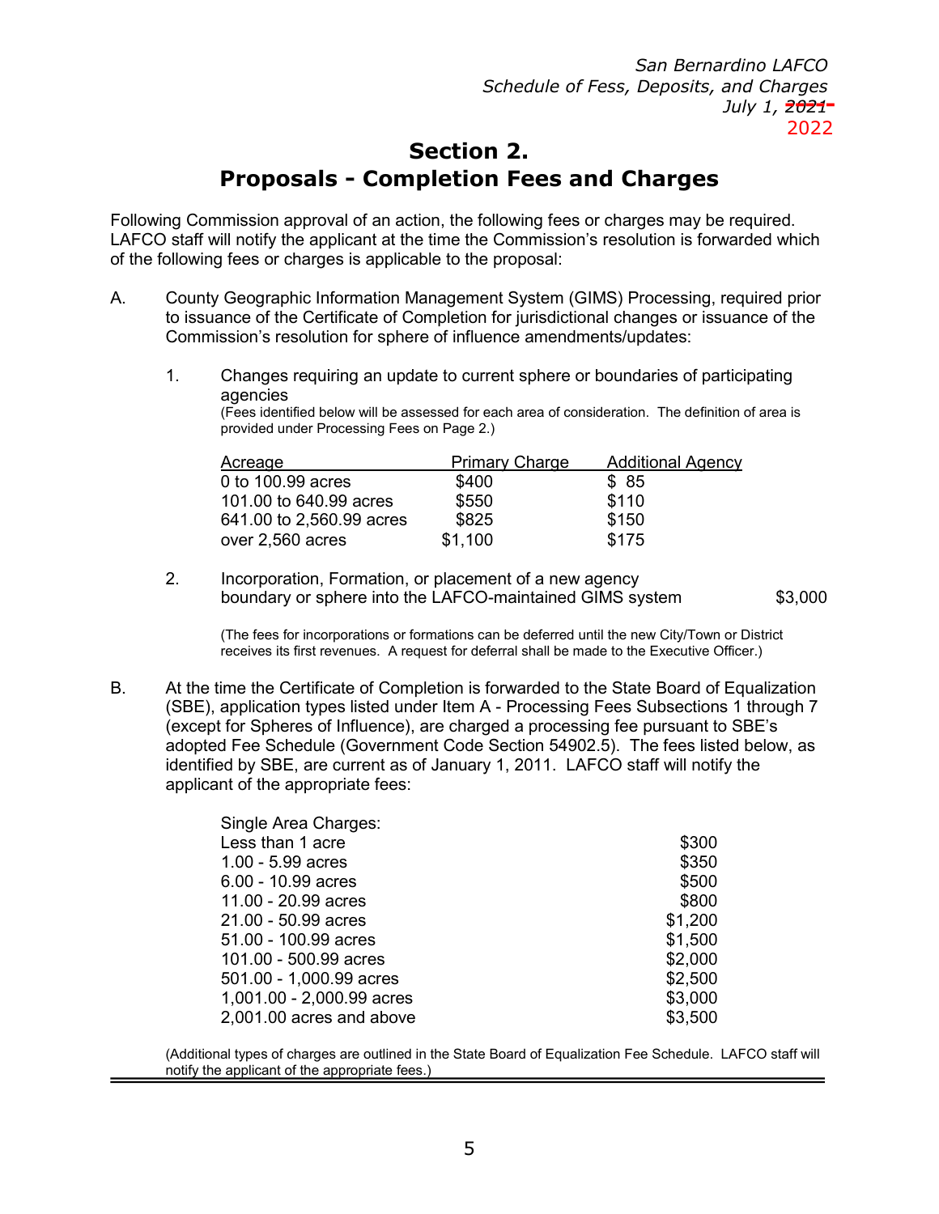# Section 2.
# Proposals - Completion Fees and Charges

Following Commission approval of an action, the following fees or charges may be required. LAFCO staff will notify the applicant at the time the Commission's resolution is forwarded which of the following fees or charges is applicable to the proposal:

A. County Geographic Information Management System (GIMS) Processing, required prior to issuance of the Certificate of Completion for jurisdictional changes or issuance of the Commission's resolution for sphere of influence amendments/updates:

1. Changes requiring an update to current sphere or boundaries of participating agencies
(Fees identified below will be assessed for each area of consideration. The definition of area is provided under Processing Fees on Page 2.)

| Acreage | Primary Charge | Additional Agency |
|---|---|---|
| 0 to 100.99 acres | $400 | $ 85 |
| 101.00 to 640.99 acres | $550 | $110 |
| 641.00 to 2,560.99 acres | $825 | $150 |
| over 2,560 acres | $1,100 | $175 |

2. Incorporation, Formation, or placement of a new agency boundary or sphere into the LAFCO-maintained GIMS system — $3,000

(The fees for incorporations or formations can be deferred until the new City/Town or District receives its first revenues. A request for deferral shall be made to the Executive Officer.)

B. At the time the Certificate of Completion is forwarded to the State Board of Equalization (SBE), application types listed under Item A - Processing Fees Subsections 1 through 7 (except for Spheres of Influence), are charged a processing fee pursuant to SBE's adopted Fee Schedule (Government Code Section 54902.5). The fees listed below, as identified by SBE, are current as of January 1, 2011. LAFCO staff will notify the applicant of the appropriate fees:

| Single Area Charges: | |
|---|---|
| Less than 1 acre | $300 |
| 1.00 - 5.99 acres | $350 |
| 6.00 - 10.99 acres | $500 |
| 11.00 - 20.99 acres | $800 |
| 21.00 - 50.99 acres | $1,200 |
| 51.00 - 100.99 acres | $1,500 |
| 101.00 - 500.99 acres | $2,000 |
| 501.00 - 1,000.99 acres | $2,500 |
| 1,001.00 - 2,000.99 acres | $3,000 |
| 2,001.00 acres and above | $3,500 |

(Additional types of charges are outlined in the State Board of Equalization Fee Schedule. LAFCO staff will notify the applicant of the appropriate fees.)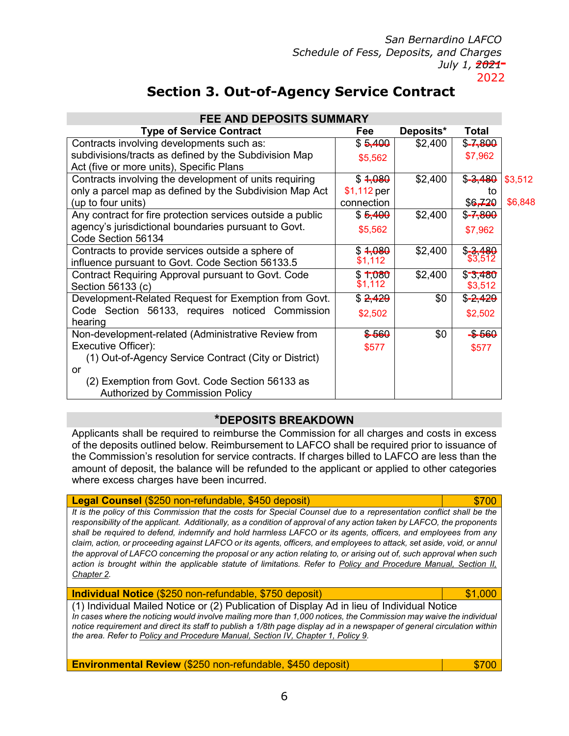San Bernardino LAFCO
Schedule of Fess, Deposits, and Charges
July 1, ~~2021~~ 2022

# Section 3. Out-of-Agency Service Contract

**FEE AND DEPOSITS SUMMARY**

| Type of Service Contract | Fee | Deposits* | Total |
|---|---|---|---|
| Contracts involving developments such as: subdivisions/tracts as defined by the Subdivision Map Act (five or more units), Specific Plans | $ ~~5,400~~ $5,562 | $2,400 | $ ~~7,800~~ $7,962 |
| Contracts involving the development of units requiring only a parcel map as defined by the Subdivision Map Act (up to four units) | $ ~~1,080~~ $1,112 per connection | $2,400 | $ ~~3,480~~ $3,512 to $ ~~6,720~~ $6,848 |
| Any contract for fire protection services outside a public agency's jurisdictional boundaries pursuant to Govt. Code Section 56134 | $ ~~5,400~~ $5,562 | $2,400 | $ ~~7,800~~ $7,962 |
| Contracts to provide services outside a sphere of influence pursuant to Govt. Code Section 56133.5 | $ ~~1,080~~ $1,112 | $2,400 | $ ~~3,480~~ $3,512 |
| Contract Requiring Approval pursuant to Govt. Code Section 56133 (c) | $ ~~1,080~~ $1,112 | $2,400 | $ ~~3,480~~ $3,512 |
| Development-Related Request for Exemption from Govt. Code Section 56133, requires noticed Commission hearing | $ ~~2,429~~ $2,502 | $0 | $ ~~2,429~~ $2,502 |
| Non-development-related (Administrative Review from Executive Officer): (1) Out-of-Agency Service Contract (City or District) or (2) Exemption from Govt. Code Section 56133 as Authorized by Commission Policy | $ ~~560~~ $577 | $0 | $ ~~560~~ $577 |

## *DEPOSITS BREAKDOWN

Applicants shall be required to reimburse the Commission for all charges and costs in excess of the deposits outlined below. Reimbursement to LAFCO shall be required prior to issuance of the Commission's resolution for service contracts. If charges billed to LAFCO are less than the amount of deposit, the balance will be refunded to the applicant or applied to other categories where excess charges have been incurred.

| **Legal Counsel** ($250 non-refundable, $450 deposit) | $700 |
|---|---|

*It is the policy of this Commission that the costs for Special Counsel due to a representation conflict shall be the responsibility of the applicant. Additionally, as a condition of approval of any action taken by LAFCO, the proponents shall be required to defend, indemnify and hold harmless LAFCO or its agents, officers, and employees from any claim, action, or proceeding against LAFCO or its agents, officers, and employees to attack, set aside, void, or annul the approval of LAFCO concerning the proposal or any action relating to, or arising out of, such approval when such action is brought within the applicable statute of limitations. Refer to Policy and Procedure Manual, Section II, Chapter 2.*

| **Individual Notice** ($250 non-refundable, $750 deposit) | $1,000 |
|---|---|

(1) Individual Mailed Notice or (2) Publication of Display Ad in lieu of Individual Notice

*In cases where the noticing would involve mailing more than 1,000 notices, the Commission may waive the individual notice requirement and direct its staff to publish a 1/8th page display ad in a newspaper of general circulation within the area. Refer to Policy and Procedure Manual, Section IV, Chapter 1, Policy 9.*

| **Environmental Review** ($250 non-refundable, $450 deposit) | $700 |
|---|---|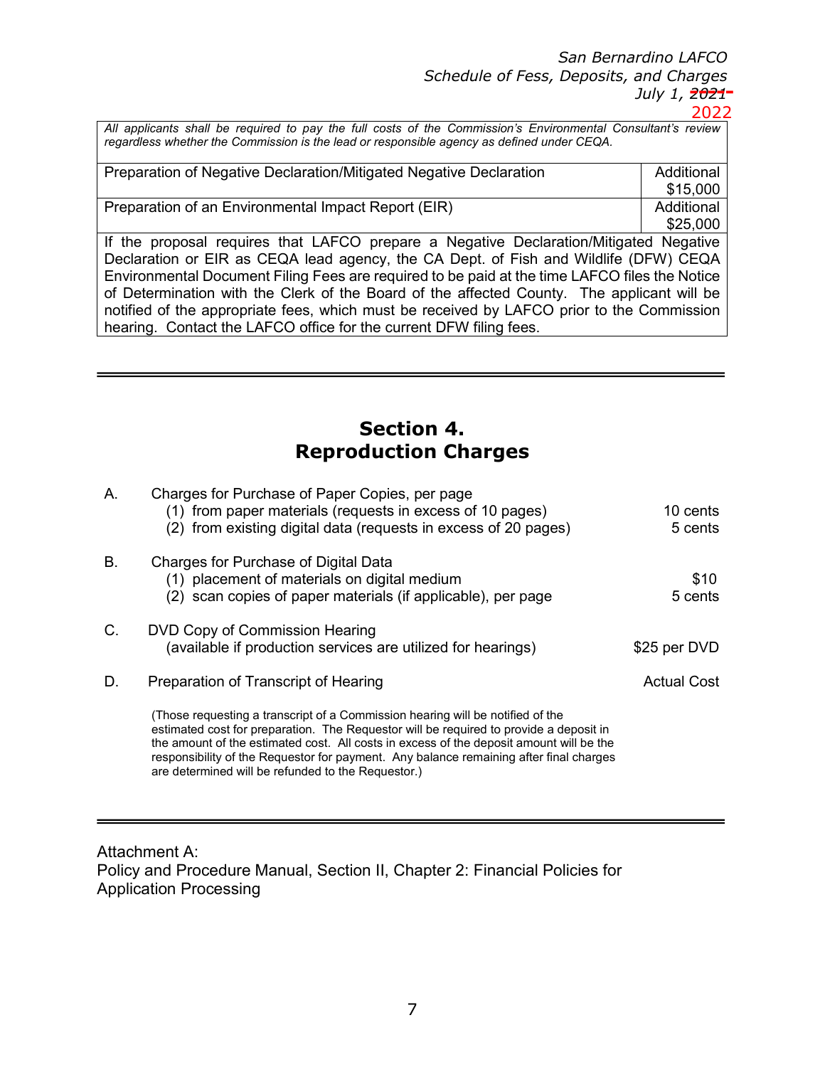| |
|---|
| *All applicants shall be required to pay the full costs of the Commission's Environmental Consultant's review regardless whether the Commission is the lead or responsible agency as defined under CEQA.* |

| | |
|---|---|
| Preparation of Negative Declaration/Mitigated Negative Declaration | Additional $15,000 |
| Preparation of an Environmental Impact Report (EIR) | Additional $25,000 |

| |
|---|
| If the proposal requires that LAFCO prepare a Negative Declaration/Mitigated Negative Declaration or EIR as CEQA lead agency, the CA Dept. of Fish and Wildlife (DFW) CEQA Environmental Document Filing Fees are required to be paid at the time LAFCO files the Notice of Determination with the Clerk of the Board of the affected County. The applicant will be notified of the appropriate fees, which must be received by LAFCO prior to the Commission hearing. Contact the LAFCO office for the current DFW filing fees. |

---

# Section 4.
# Reproduction Charges

| | | |
|---|---|---|
| A. | Charges for Purchase of Paper Copies, per page | |
| | (1) from paper materials (requests in excess of 10 pages) | 10 cents |
| | (2) from existing digital data (requests in excess of 20 pages) | 5 cents |
| B. | Charges for Purchase of Digital Data | |
| | (1) placement of materials on digital medium | $10 |
| | (2) scan copies of paper materials (if applicable), per page | 5 cents |
| C. | DVD Copy of Commission Hearing (available if production services are utilized for hearings) | $25 per DVD |
| D. | Preparation of Transcript of Hearing | Actual Cost |

(Those requesting a transcript of a Commission hearing will be notified of the estimated cost for preparation. The Requestor will be required to provide a deposit in the amount of the estimated cost. All costs in excess of the deposit amount will be the responsibility of the Requestor for payment. Any balance remaining after final charges are determined will be refunded to the Requestor.)

---

Attachment A:
Policy and Procedure Manual, Section II, Chapter 2: Financial Policies for Application Processing